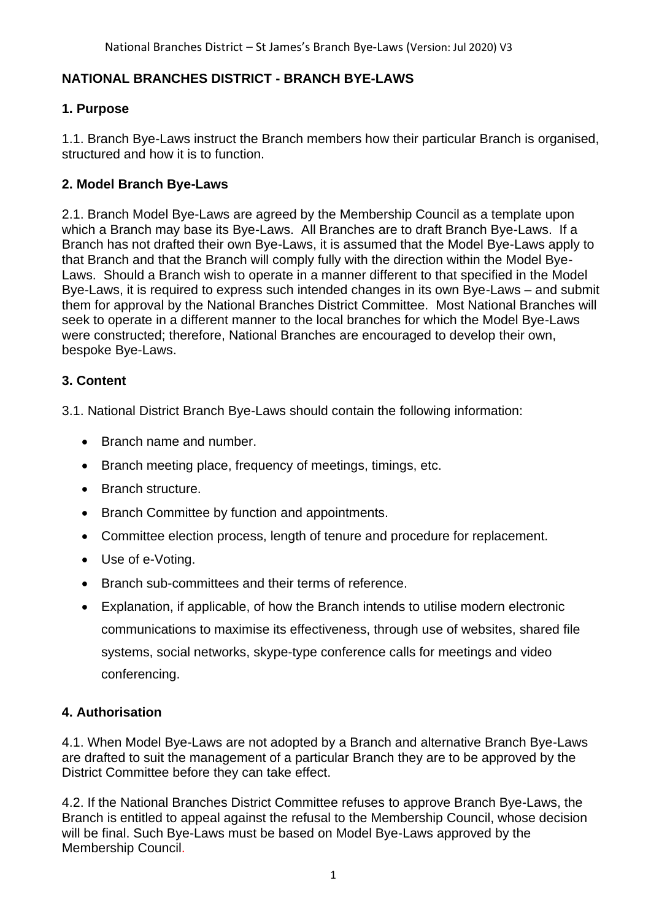# NATIONAL BRANCHES DISTRICT - BRANCH BYE-LAWS

## 1. Purpose

1.1. Branch Bye-Laws instruct the Branch members how their particular Branch is organised, structured and how it is to function.

## 2. Model Branch Bye-Laws

2.1. Branch Model Bye-Laws are agreed by the Membership Council as a template upon which a Branch may base its Bye-Laws. All Branches are to draft Branch Bye-Laws. If a Branch has not drafted their own Bye-Laws, it is assumed that the Model Bye-Laws apply to that Branch and that the Branch will comply fully with the direction within the Model Bye-Laws. Should a Branch wish to operate in a manner different to that specified in the Model Bye-Laws, it is required to express such intended changes in its own Bye-Laws – and submit them for approval by the National Branches District Committee. Most National Branches will seek to operate in a different manner to the local branches for which the Model Bye-Laws were constructed; therefore, National Branches are encouraged to develop their own, bespoke Bye-Laws.

## 3. Content

3.1. National District Branch Bye-Laws should contain the following information:

- Branch name and number.
- Branch meeting place, frequency of meetings, timings, etc.
- Branch structure.
- Branch Committee by function and appointments.
- Committee election process, length of tenure and procedure for replacement.
- Use of e-Voting.
- Branch sub-committees and their terms of reference.
- Explanation, if applicable, of how the Branch intends to utilise modern electronic communications to maximise its effectiveness, through use of websites, shared file systems, social networks, skype-type conference calls for meetings and video conferencing.

## 4. Authorisation

4.1. When Model Bye-Laws are not adopted by a Branch and alternative Branch Bye-Laws are drafted to suit the management of a particular Branch they are to be approved by the District Committee before they can take effect.

4.2. If the National Branches District Committee refuses to approve Branch Bye-Laws, the Branch is entitled to appeal against the refusal to the Membership Council, whose decision will be final. Such Bye-Laws must be based on Model Bye-Laws approved by the Membership Council.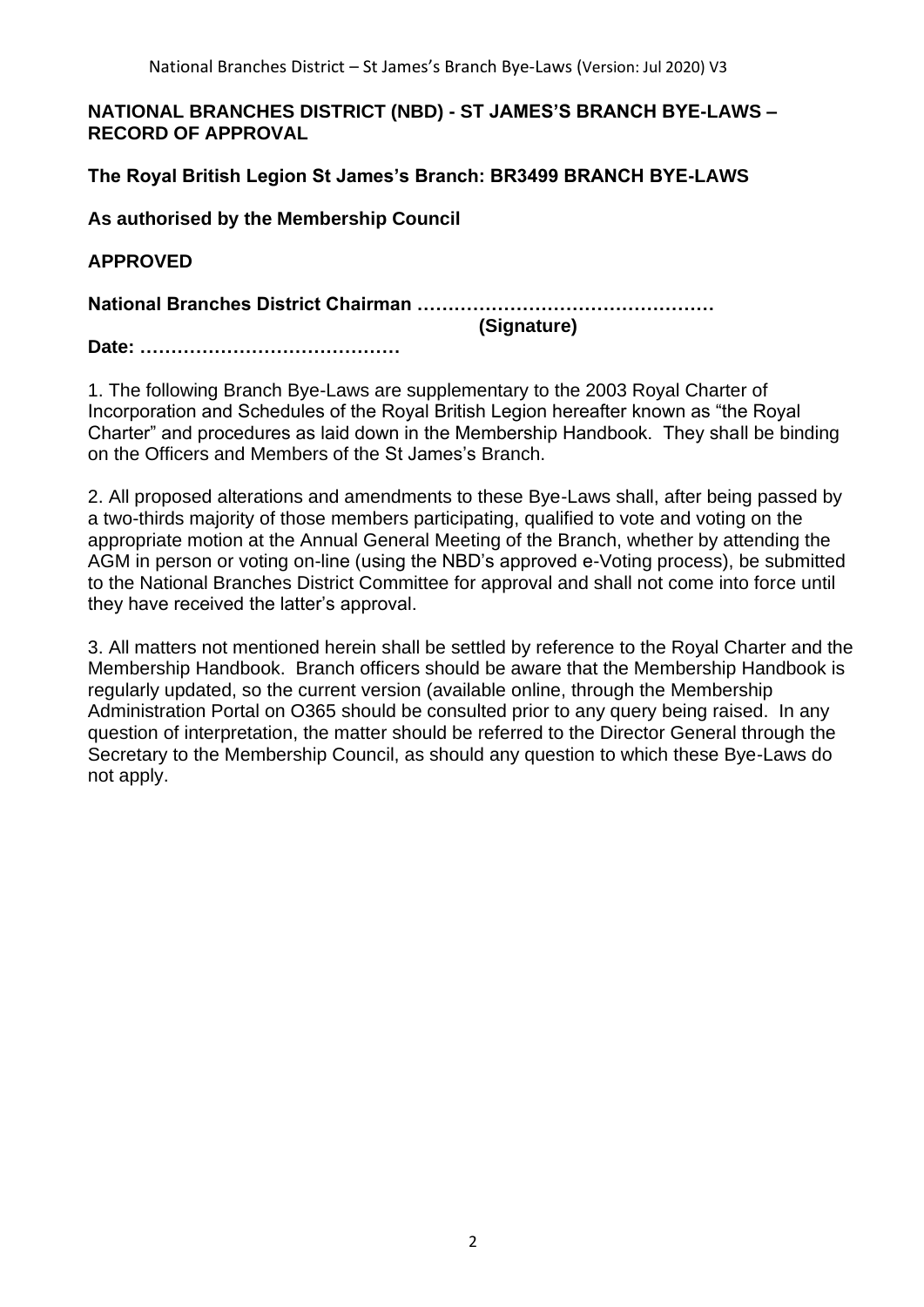**NATIONAL BRANCHES DISTRICT (NBD) - ST JAMES'S BRANCH BYE-LAWS – RECORD OF APPROVAL**

**The Royal British Legion St James's Branch: BR3499 BRANCH BYE-LAWS**

**As authorised by the Membership Council**

**APPROVED**

**National Branches District Chairman …………………………………………**
**(Signature)**

**Date: ……………………………………**

1. The following Branch Bye-Laws are supplementary to the 2003 Royal Charter of Incorporation and Schedules of the Royal British Legion hereafter known as "the Royal Charter" and procedures as laid down in the Membership Handbook. They shall be binding on the Officers and Members of the St James's Branch.

2. All proposed alterations and amendments to these Bye-Laws shall, after being passed by a two-thirds majority of those members participating, qualified to vote and voting on the appropriate motion at the Annual General Meeting of the Branch, whether by attending the AGM in person or voting on-line (using the NBD's approved e-Voting process), be submitted to the National Branches District Committee for approval and shall not come into force until they have received the latter's approval.

3. All matters not mentioned herein shall be settled by reference to the Royal Charter and the Membership Handbook. Branch officers should be aware that the Membership Handbook is regularly updated, so the current version (available online, through the Membership Administration Portal on O365 should be consulted prior to any query being raised. In any question of interpretation, the matter should be referred to the Director General through the Secretary to the Membership Council, as should any question to which these Bye-Laws do not apply.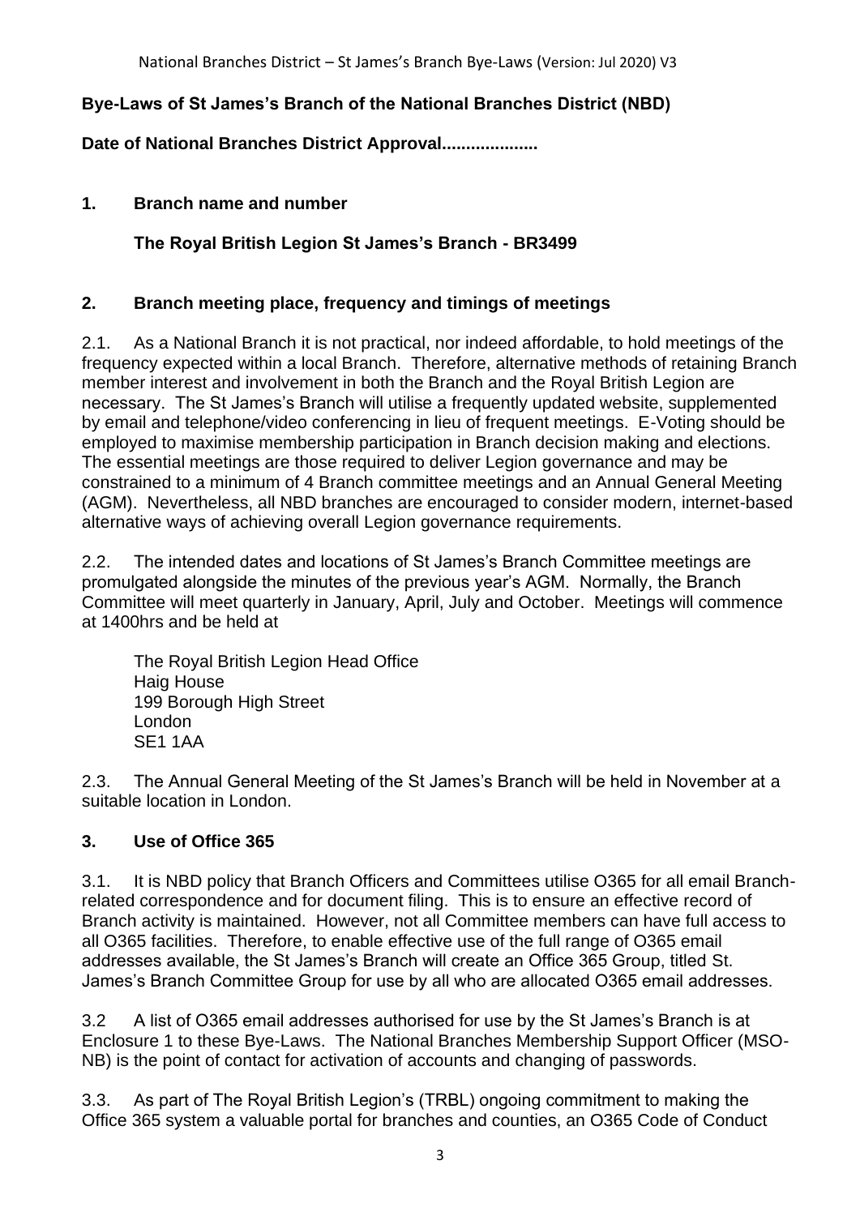**Bye-Laws of St James's Branch of the National Branches District (NBD)**

**Date of National Branches District Approval....................**

## 1. Branch name and number

**The Royal British Legion St James's Branch - BR3499**

## 2. Branch meeting place, frequency and timings of meetings

2.1. As a National Branch it is not practical, nor indeed affordable, to hold meetings of the frequency expected within a local Branch. Therefore, alternative methods of retaining Branch member interest and involvement in both the Branch and the Royal British Legion are necessary. The St James's Branch will utilise a frequently updated website, supplemented by email and telephone/video conferencing in lieu of frequent meetings. E-Voting should be employed to maximise membership participation in Branch decision making and elections. The essential meetings are those required to deliver Legion governance and may be constrained to a minimum of 4 Branch committee meetings and an Annual General Meeting (AGM). Nevertheless, all NBD branches are encouraged to consider modern, internet-based alternative ways of achieving overall Legion governance requirements.

2.2. The intended dates and locations of St James's Branch Committee meetings are promulgated alongside the minutes of the previous year's AGM. Normally, the Branch Committee will meet quarterly in January, April, July and October. Meetings will commence at 1400hrs and be held at

The Royal British Legion Head Office
Haig House
199 Borough High Street
London
SE1 1AA

2.3. The Annual General Meeting of the St James's Branch will be held in November at a suitable location in London.

## 3. Use of Office 365

3.1. It is NBD policy that Branch Officers and Committees utilise O365 for all email Branch-related correspondence and for document filing. This is to ensure an effective record of Branch activity is maintained. However, not all Committee members can have full access to all O365 facilities. Therefore, to enable effective use of the full range of O365 email addresses available, the St James's Branch will create an Office 365 Group, titled St. James's Branch Committee Group for use by all who are allocated O365 email addresses.

3.2 A list of O365 email addresses authorised for use by the St James's Branch is at Enclosure 1 to these Bye-Laws. The National Branches Membership Support Officer (MSO-NB) is the point of contact for activation of accounts and changing of passwords.

3.3. As part of The Royal British Legion's (TRBL) ongoing commitment to making the Office 365 system a valuable portal for branches and counties, an O365 Code of Conduct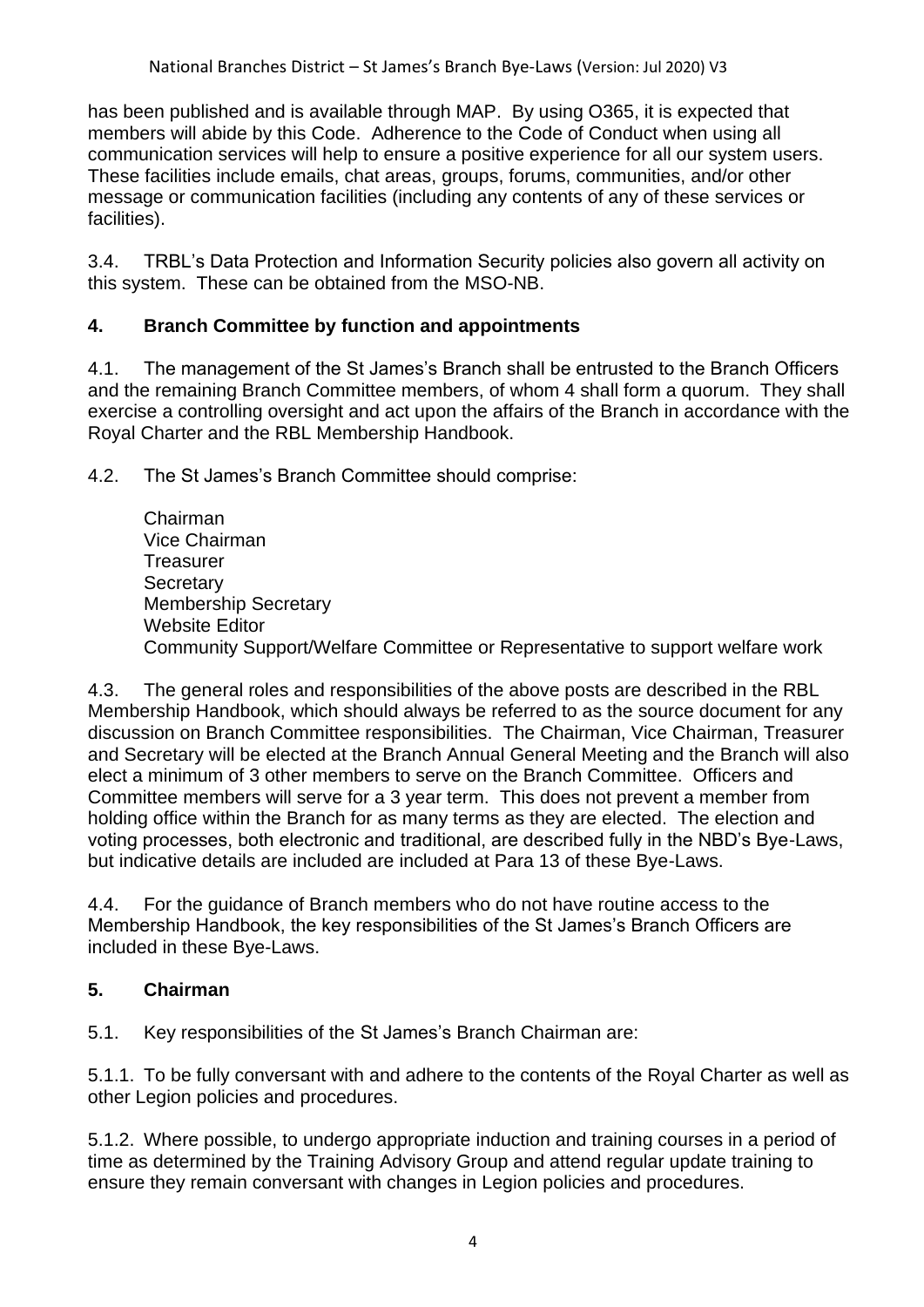has been published and is available through MAP. By using O365, it is expected that members will abide by this Code. Adherence to the Code of Conduct when using all communication services will help to ensure a positive experience for all our system users. These facilities include emails, chat areas, groups, forums, communities, and/or other message or communication facilities (including any contents of any of these services or facilities).

3.4. TRBL's Data Protection and Information Security policies also govern all activity on this system. These can be obtained from the MSO-NB.

## 4. Branch Committee by function and appointments

4.1. The management of the St James's Branch shall be entrusted to the Branch Officers and the remaining Branch Committee members, of whom 4 shall form a quorum. They shall exercise a controlling oversight and act upon the affairs of the Branch in accordance with the Royal Charter and the RBL Membership Handbook.

4.2. The St James's Branch Committee should comprise:

Chairman
Vice Chairman
Treasurer
Secretary
Membership Secretary
Website Editor
Community Support/Welfare Committee or Representative to support welfare work

4.3. The general roles and responsibilities of the above posts are described in the RBL Membership Handbook, which should always be referred to as the source document for any discussion on Branch Committee responsibilities. The Chairman, Vice Chairman, Treasurer and Secretary will be elected at the Branch Annual General Meeting and the Branch will also elect a minimum of 3 other members to serve on the Branch Committee. Officers and Committee members will serve for a 3 year term. This does not prevent a member from holding office within the Branch for as many terms as they are elected. The election and voting processes, both electronic and traditional, are described fully in the NBD's Bye-Laws, but indicative details are included are included at Para 13 of these Bye-Laws.

4.4. For the guidance of Branch members who do not have routine access to the Membership Handbook, the key responsibilities of the St James's Branch Officers are included in these Bye-Laws.

## 5. Chairman

5.1. Key responsibilities of the St James's Branch Chairman are:

5.1.1. To be fully conversant with and adhere to the contents of the Royal Charter as well as other Legion policies and procedures.

5.1.2. Where possible, to undergo appropriate induction and training courses in a period of time as determined by the Training Advisory Group and attend regular update training to ensure they remain conversant with changes in Legion policies and procedures.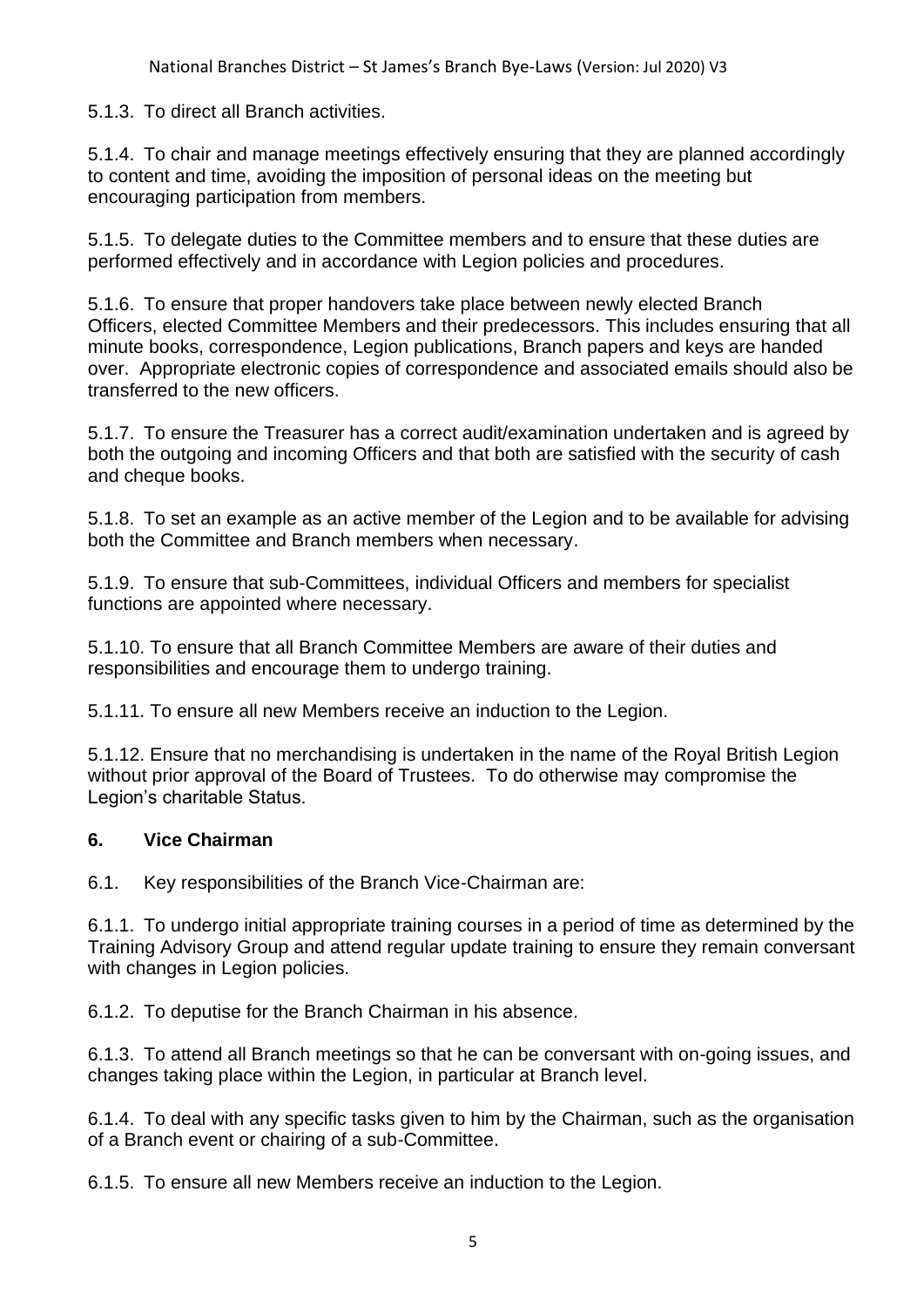5.1.3. To direct all Branch activities.

5.1.4. To chair and manage meetings effectively ensuring that they are planned accordingly to content and time, avoiding the imposition of personal ideas on the meeting but encouraging participation from members.

5.1.5. To delegate duties to the Committee members and to ensure that these duties are performed effectively and in accordance with Legion policies and procedures.

5.1.6. To ensure that proper handovers take place between newly elected Branch Officers, elected Committee Members and their predecessors. This includes ensuring that all minute books, correspondence, Legion publications, Branch papers and keys are handed over. Appropriate electronic copies of correspondence and associated emails should also be transferred to the new officers.

5.1.7. To ensure the Treasurer has a correct audit/examination undertaken and is agreed by both the outgoing and incoming Officers and that both are satisfied with the security of cash and cheque books.

5.1.8. To set an example as an active member of the Legion and to be available for advising both the Committee and Branch members when necessary.

5.1.9. To ensure that sub-Committees, individual Officers and members for specialist functions are appointed where necessary.

5.1.10. To ensure that all Branch Committee Members are aware of their duties and responsibilities and encourage them to undergo training.

5.1.11. To ensure all new Members receive an induction to the Legion.

5.1.12. Ensure that no merchandising is undertaken in the name of the Royal British Legion without prior approval of the Board of Trustees. To do otherwise may compromise the Legion's charitable Status.

## 6. Vice Chairman

6.1. Key responsibilities of the Branch Vice-Chairman are:

6.1.1. To undergo initial appropriate training courses in a period of time as determined by the Training Advisory Group and attend regular update training to ensure they remain conversant with changes in Legion policies.

6.1.2. To deputise for the Branch Chairman in his absence.

6.1.3. To attend all Branch meetings so that he can be conversant with on-going issues, and changes taking place within the Legion, in particular at Branch level.

6.1.4. To deal with any specific tasks given to him by the Chairman, such as the organisation of a Branch event or chairing of a sub-Committee.

6.1.5. To ensure all new Members receive an induction to the Legion.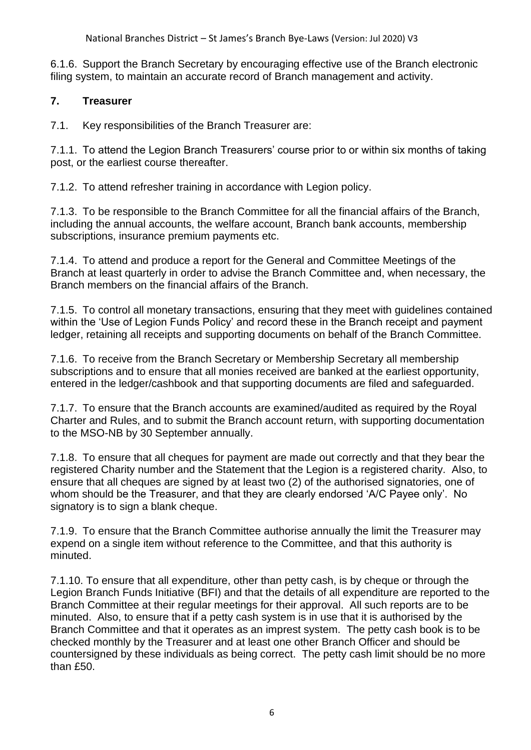6.1.6. Support the Branch Secretary by encouraging effective use of the Branch electronic filing system, to maintain an accurate record of Branch management and activity.

## 7. Treasurer

7.1. Key responsibilities of the Branch Treasurer are:

7.1.1. To attend the Legion Branch Treasurers' course prior to or within six months of taking post, or the earliest course thereafter.

7.1.2. To attend refresher training in accordance with Legion policy.

7.1.3. To be responsible to the Branch Committee for all the financial affairs of the Branch, including the annual accounts, the welfare account, Branch bank accounts, membership subscriptions, insurance premium payments etc.

7.1.4. To attend and produce a report for the General and Committee Meetings of the Branch at least quarterly in order to advise the Branch Committee and, when necessary, the Branch members on the financial affairs of the Branch.

7.1.5. To control all monetary transactions, ensuring that they meet with guidelines contained within the 'Use of Legion Funds Policy' and record these in the Branch receipt and payment ledger, retaining all receipts and supporting documents on behalf of the Branch Committee.

7.1.6. To receive from the Branch Secretary or Membership Secretary all membership subscriptions and to ensure that all monies received are banked at the earliest opportunity, entered in the ledger/cashbook and that supporting documents are filed and safeguarded.

7.1.7. To ensure that the Branch accounts are examined/audited as required by the Royal Charter and Rules, and to submit the Branch account return, with supporting documentation to the MSO-NB by 30 September annually.

7.1.8. To ensure that all cheques for payment are made out correctly and that they bear the registered Charity number and the Statement that the Legion is a registered charity. Also, to ensure that all cheques are signed by at least two (2) of the authorised signatories, one of whom should be the Treasurer, and that they are clearly endorsed 'A/C Payee only'. No signatory is to sign a blank cheque.

7.1.9. To ensure that the Branch Committee authorise annually the limit the Treasurer may expend on a single item without reference to the Committee, and that this authority is minuted.

7.1.10. To ensure that all expenditure, other than petty cash, is by cheque or through the Legion Branch Funds Initiative (BFI) and that the details of all expenditure are reported to the Branch Committee at their regular meetings for their approval. All such reports are to be minuted. Also, to ensure that if a petty cash system is in use that it is authorised by the Branch Committee and that it operates as an imprest system. The petty cash book is to be checked monthly by the Treasurer and at least one other Branch Officer and should be countersigned by these individuals as being correct. The petty cash limit should be no more than £50.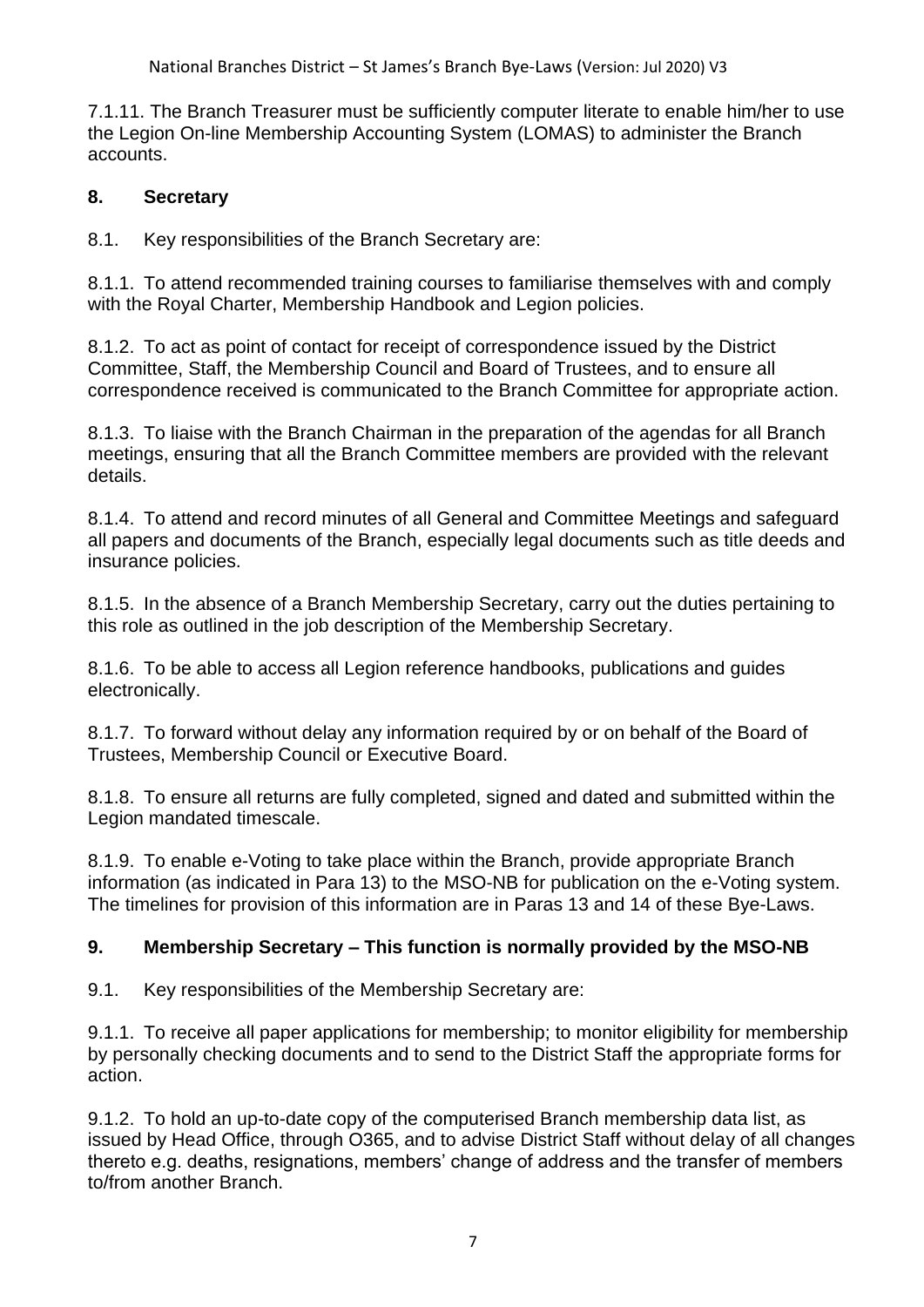7.1.11. The Branch Treasurer must be sufficiently computer literate to enable him/her to use the Legion On-line Membership Accounting System (LOMAS) to administer the Branch accounts.

## 8. Secretary

8.1. Key responsibilities of the Branch Secretary are:

8.1.1. To attend recommended training courses to familiarise themselves with and comply with the Royal Charter, Membership Handbook and Legion policies.

8.1.2. To act as point of contact for receipt of correspondence issued by the District Committee, Staff, the Membership Council and Board of Trustees, and to ensure all correspondence received is communicated to the Branch Committee for appropriate action.

8.1.3. To liaise with the Branch Chairman in the preparation of the agendas for all Branch meetings, ensuring that all the Branch Committee members are provided with the relevant details.

8.1.4. To attend and record minutes of all General and Committee Meetings and safeguard all papers and documents of the Branch, especially legal documents such as title deeds and insurance policies.

8.1.5. In the absence of a Branch Membership Secretary, carry out the duties pertaining to this role as outlined in the job description of the Membership Secretary.

8.1.6. To be able to access all Legion reference handbooks, publications and guides electronically.

8.1.7. To forward without delay any information required by or on behalf of the Board of Trustees, Membership Council or Executive Board.

8.1.8. To ensure all returns are fully completed, signed and dated and submitted within the Legion mandated timescale.

8.1.9. To enable e-Voting to take place within the Branch, provide appropriate Branch information (as indicated in Para 13) to the MSO-NB for publication on the e-Voting system. The timelines for provision of this information are in Paras 13 and 14 of these Bye-Laws.

## 9. Membership Secretary – This function is normally provided by the MSO-NB

9.1. Key responsibilities of the Membership Secretary are:

9.1.1. To receive all paper applications for membership; to monitor eligibility for membership by personally checking documents and to send to the District Staff the appropriate forms for action.

9.1.2. To hold an up-to-date copy of the computerised Branch membership data list, as issued by Head Office, through O365, and to advise District Staff without delay of all changes thereto e.g. deaths, resignations, members' change of address and the transfer of members to/from another Branch.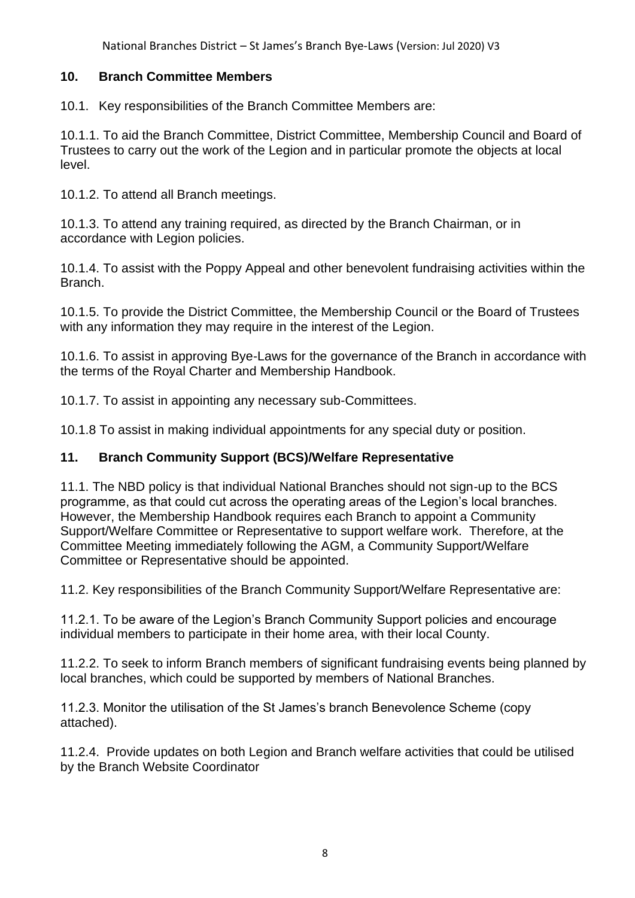## 10. Branch Committee Members

10.1. Key responsibilities of the Branch Committee Members are:

10.1.1. To aid the Branch Committee, District Committee, Membership Council and Board of Trustees to carry out the work of the Legion and in particular promote the objects at local level.

10.1.2. To attend all Branch meetings.

10.1.3. To attend any training required, as directed by the Branch Chairman, or in accordance with Legion policies.

10.1.4. To assist with the Poppy Appeal and other benevolent fundraising activities within the Branch.

10.1.5. To provide the District Committee, the Membership Council or the Board of Trustees with any information they may require in the interest of the Legion.

10.1.6. To assist in approving Bye-Laws for the governance of the Branch in accordance with the terms of the Royal Charter and Membership Handbook.

10.1.7. To assist in appointing any necessary sub-Committees.

10.1.8 To assist in making individual appointments for any special duty or position.

## 11. Branch Community Support (BCS)/Welfare Representative

11.1. The NBD policy is that individual National Branches should not sign-up to the BCS programme, as that could cut across the operating areas of the Legion's local branches. However, the Membership Handbook requires each Branch to appoint a Community Support/Welfare Committee or Representative to support welfare work. Therefore, at the Committee Meeting immediately following the AGM, a Community Support/Welfare Committee or Representative should be appointed.

11.2. Key responsibilities of the Branch Community Support/Welfare Representative are:

11.2.1. To be aware of the Legion's Branch Community Support policies and encourage individual members to participate in their home area, with their local County.

11.2.2. To seek to inform Branch members of significant fundraising events being planned by local branches, which could be supported by members of National Branches.

11.2.3. Monitor the utilisation of the St James's branch Benevolence Scheme (copy attached).

11.2.4. Provide updates on both Legion and Branch welfare activities that could be utilised by the Branch Website Coordinator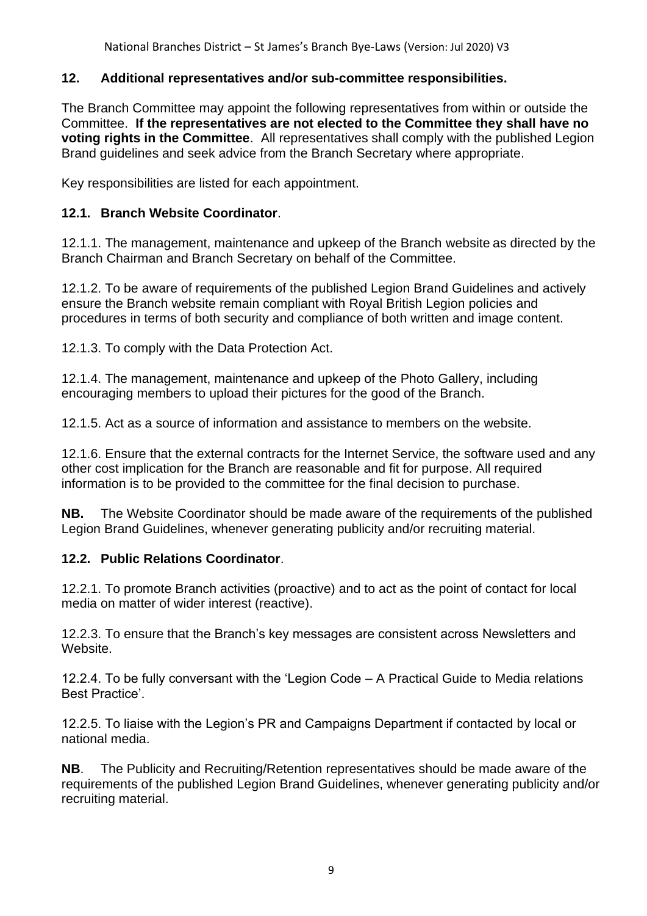## 12. Additional representatives and/or sub-committee responsibilities.

The Branch Committee may appoint the following representatives from within or outside the Committee. **If the representatives are not elected to the Committee they shall have no voting rights in the Committee**. All representatives shall comply with the published Legion Brand guidelines and seek advice from the Branch Secretary where appropriate.

Key responsibilities are listed for each appointment.

### 12.1. Branch Website Coordinator.

12.1.1. The management, maintenance and upkeep of the Branch website as directed by the Branch Chairman and Branch Secretary on behalf of the Committee.

12.1.2. To be aware of requirements of the published Legion Brand Guidelines and actively ensure the Branch website remain compliant with Royal British Legion policies and procedures in terms of both security and compliance of both written and image content.

12.1.3. To comply with the Data Protection Act.

12.1.4. The management, maintenance and upkeep of the Photo Gallery, including encouraging members to upload their pictures for the good of the Branch.

12.1.5. Act as a source of information and assistance to members on the website.

12.1.6. Ensure that the external contracts for the Internet Service, the software used and any other cost implication for the Branch are reasonable and fit for purpose. All required information is to be provided to the committee for the final decision to purchase.

**NB.** The Website Coordinator should be made aware of the requirements of the published Legion Brand Guidelines, whenever generating publicity and/or recruiting material.

### 12.2. Public Relations Coordinator.

12.2.1. To promote Branch activities (proactive) and to act as the point of contact for local media on matter of wider interest (reactive).

12.2.3. To ensure that the Branch's key messages are consistent across Newsletters and Website.

12.2.4. To be fully conversant with the 'Legion Code – A Practical Guide to Media relations Best Practice'.

12.2.5. To liaise with the Legion's PR and Campaigns Department if contacted by local or national media.

**NB**. The Publicity and Recruiting/Retention representatives should be made aware of the requirements of the published Legion Brand Guidelines, whenever generating publicity and/or recruiting material.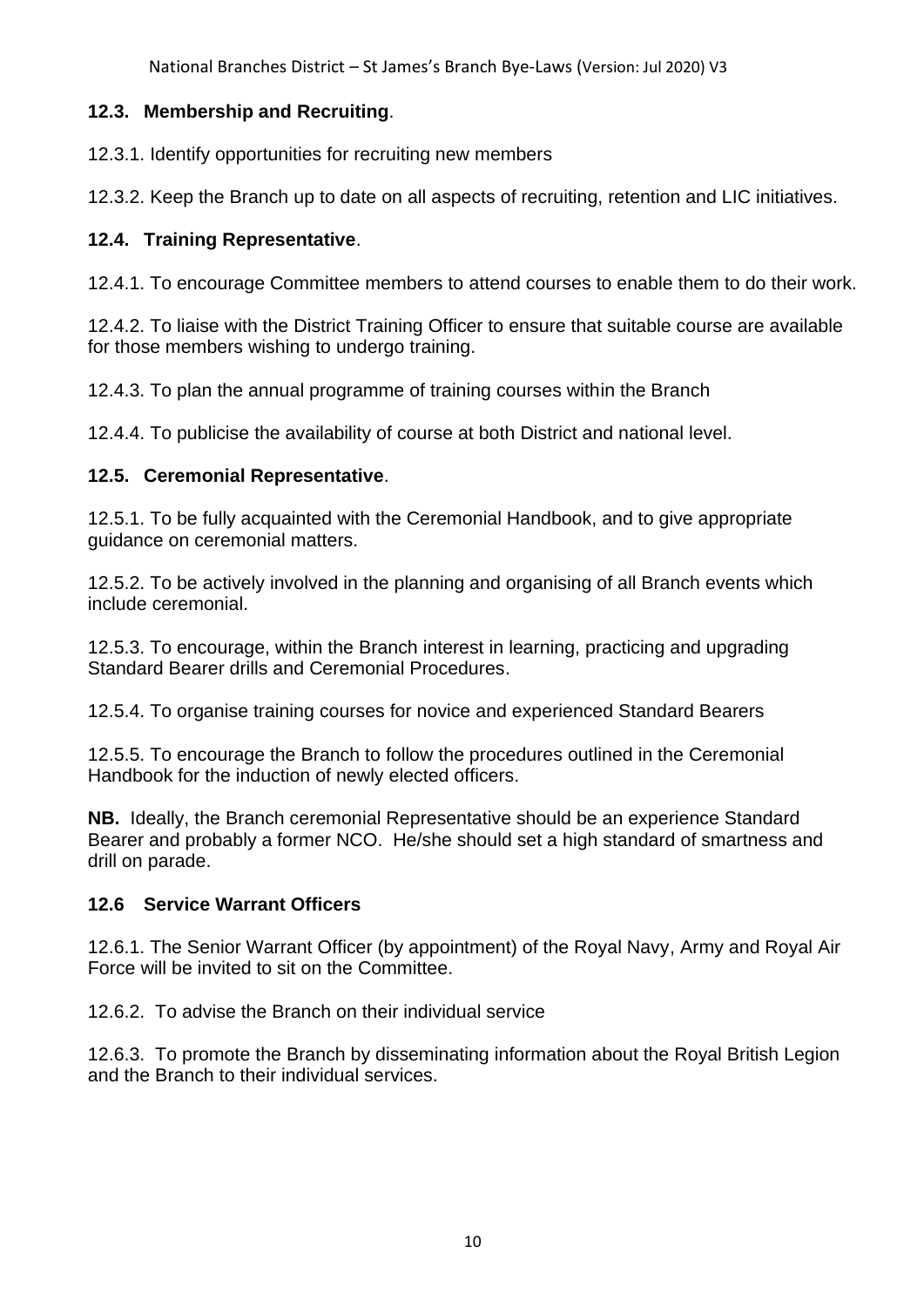### 12.3. Membership and Recruiting.

12.3.1. Identify opportunities for recruiting new members

12.3.2. Keep the Branch up to date on all aspects of recruiting, retention and LIC initiatives.

### 12.4. Training Representative.

12.4.1. To encourage Committee members to attend courses to enable them to do their work.

12.4.2. To liaise with the District Training Officer to ensure that suitable course are available for those members wishing to undergo training.

12.4.3. To plan the annual programme of training courses within the Branch

12.4.4. To publicise the availability of course at both District and national level.

### 12.5. Ceremonial Representative.

12.5.1. To be fully acquainted with the Ceremonial Handbook, and to give appropriate guidance on ceremonial matters.

12.5.2. To be actively involved in the planning and organising of all Branch events which include ceremonial.

12.5.3. To encourage, within the Branch interest in learning, practicing and upgrading Standard Bearer drills and Ceremonial Procedures.

12.5.4. To organise training courses for novice and experienced Standard Bearers

12.5.5. To encourage the Branch to follow the procedures outlined in the Ceremonial Handbook for the induction of newly elected officers.

**NB.** Ideally, the Branch ceremonial Representative should be an experience Standard Bearer and probably a former NCO. He/she should set a high standard of smartness and drill on parade.

### 12.6 Service Warrant Officers

12.6.1. The Senior Warrant Officer (by appointment) of the Royal Navy, Army and Royal Air Force will be invited to sit on the Committee.

12.6.2. To advise the Branch on their individual service

12.6.3. To promote the Branch by disseminating information about the Royal British Legion and the Branch to their individual services.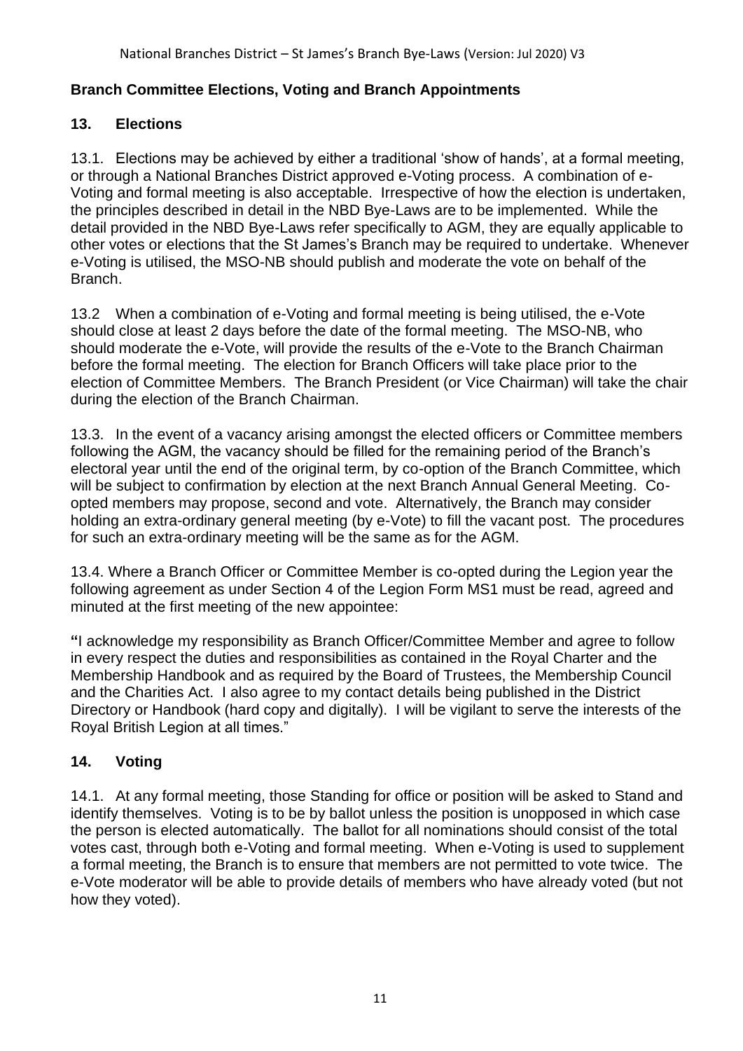## Branch Committee Elections, Voting and Branch Appointments

### 13. Elections

13.1. Elections may be achieved by either a traditional 'show of hands', at a formal meeting, or through a National Branches District approved e-Voting process. A combination of e-Voting and formal meeting is also acceptable. Irrespective of how the election is undertaken, the principles described in detail in the NBD Bye-Laws are to be implemented. While the detail provided in the NBD Bye-Laws refer specifically to AGM, they are equally applicable to other votes or elections that the St James's Branch may be required to undertake. Whenever e-Voting is utilised, the MSO-NB should publish and moderate the vote on behalf of the Branch.

13.2 When a combination of e-Voting and formal meeting is being utilised, the e-Vote should close at least 2 days before the date of the formal meeting. The MSO-NB, who should moderate the e-Vote, will provide the results of the e-Vote to the Branch Chairman before the formal meeting. The election for Branch Officers will take place prior to the election of Committee Members. The Branch President (or Vice Chairman) will take the chair during the election of the Branch Chairman.

13.3. In the event of a vacancy arising amongst the elected officers or Committee members following the AGM, the vacancy should be filled for the remaining period of the Branch's electoral year until the end of the original term, by co-option of the Branch Committee, which will be subject to confirmation by election at the next Branch Annual General Meeting. Co-opted members may propose, second and vote. Alternatively, the Branch may consider holding an extra-ordinary general meeting (by e-Vote) to fill the vacant post. The procedures for such an extra-ordinary meeting will be the same as for the AGM.

13.4. Where a Branch Officer or Committee Member is co-opted during the Legion year the following agreement as under Section 4 of the Legion Form MS1 must be read, agreed and minuted at the first meeting of the new appointee:

**"**I acknowledge my responsibility as Branch Officer/Committee Member and agree to follow in every respect the duties and responsibilities as contained in the Royal Charter and the Membership Handbook and as required by the Board of Trustees, the Membership Council and the Charities Act. I also agree to my contact details being published in the District Directory or Handbook (hard copy and digitally). I will be vigilant to serve the interests of the Royal British Legion at all times."

### 14. Voting

14.1. At any formal meeting, those Standing for office or position will be asked to Stand and identify themselves. Voting is to be by ballot unless the position is unopposed in which case the person is elected automatically. The ballot for all nominations should consist of the total votes cast, through both e-Voting and formal meeting. When e-Voting is used to supplement a formal meeting, the Branch is to ensure that members are not permitted to vote twice. The e-Vote moderator will be able to provide details of members who have already voted (but not how they voted).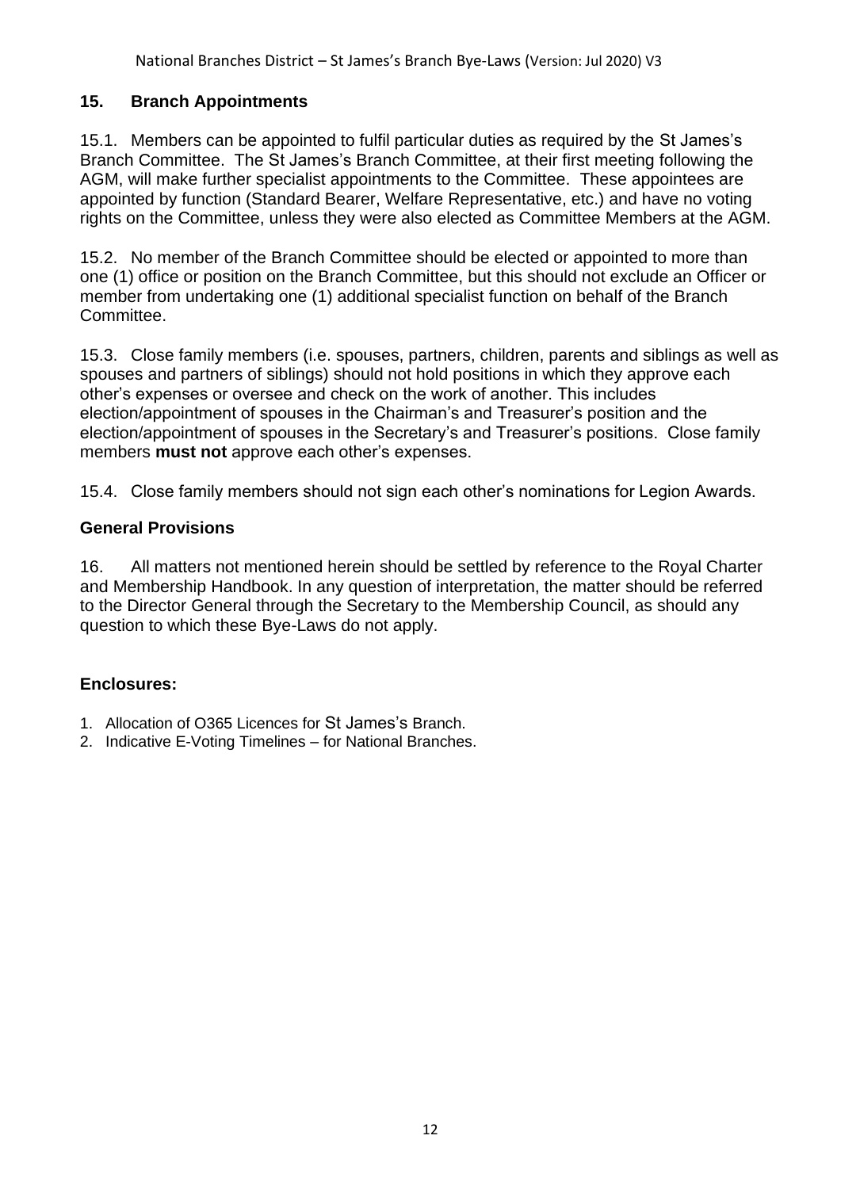## 15. Branch Appointments

15.1. Members can be appointed to fulfil particular duties as required by the St James's Branch Committee. The St James's Branch Committee, at their first meeting following the AGM, will make further specialist appointments to the Committee. These appointees are appointed by function (Standard Bearer, Welfare Representative, etc.) and have no voting rights on the Committee, unless they were also elected as Committee Members at the AGM.

15.2. No member of the Branch Committee should be elected or appointed to more than one (1) office or position on the Branch Committee, but this should not exclude an Officer or member from undertaking one (1) additional specialist function on behalf of the Branch Committee.

15.3. Close family members (i.e. spouses, partners, children, parents and siblings as well as spouses and partners of siblings) should not hold positions in which they approve each other's expenses or oversee and check on the work of another. This includes election/appointment of spouses in the Chairman's and Treasurer's position and the election/appointment of spouses in the Secretary's and Treasurer's positions. Close family members **must not** approve each other's expenses.

15.4. Close family members should not sign each other's nominations for Legion Awards.

## General Provisions

16. All matters not mentioned herein should be settled by reference to the Royal Charter and Membership Handbook. In any question of interpretation, the matter should be referred to the Director General through the Secretary to the Membership Council, as should any question to which these Bye-Laws do not apply.

## Enclosures:

1. Allocation of O365 Licences for St James's Branch.
2. Indicative E-Voting Timelines – for National Branches.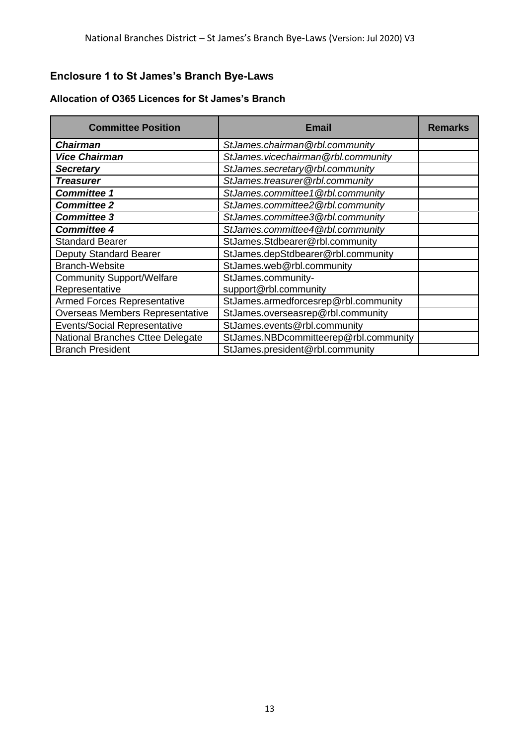## Enclosure 1 to St James's Branch Bye-Laws

### Allocation of O365 Licences for St James's Branch

| Committee Position | Email | Remarks |
|---|---|---|
| ***Chairman*** | *StJames.chairman@rbl.community* | |
| ***Vice Chairman*** | *StJames.vicechairman@rbl.community* | |
| ***Secretary*** | *StJames.secretary@rbl.community* | |
| ***Treasurer*** | *StJames.treasurer@rbl.community* | |
| ***Committee 1*** | *StJames.committee1@rbl.community* | |
| ***Committee 2*** | *StJames.committee2@rbl.community* | |
| ***Committee 3*** | *StJames.committee3@rbl.community* | |
| ***Committee 4*** | *StJames.committee4@rbl.community* | |
| Standard Bearer | StJames.Stdbearer@rbl.community | |
| Deputy Standard Bearer | StJames.depStdbearer@rbl.community | |
| Branch-Website | StJames.web@rbl.community | |
| Community Support/Welfare Representative | StJames.community-support@rbl.community | |
| Armed Forces Representative | StJames.armedforcesrep@rbl.community | |
| Overseas Members Representative | StJames.overseasrep@rbl.community | |
| Events/Social Representative | StJames.events@rbl.community | |
| National Branches Cttee Delegate | StJames.NBDcommitteerep@rbl.community | |
| Branch President | StJames.president@rbl.community | |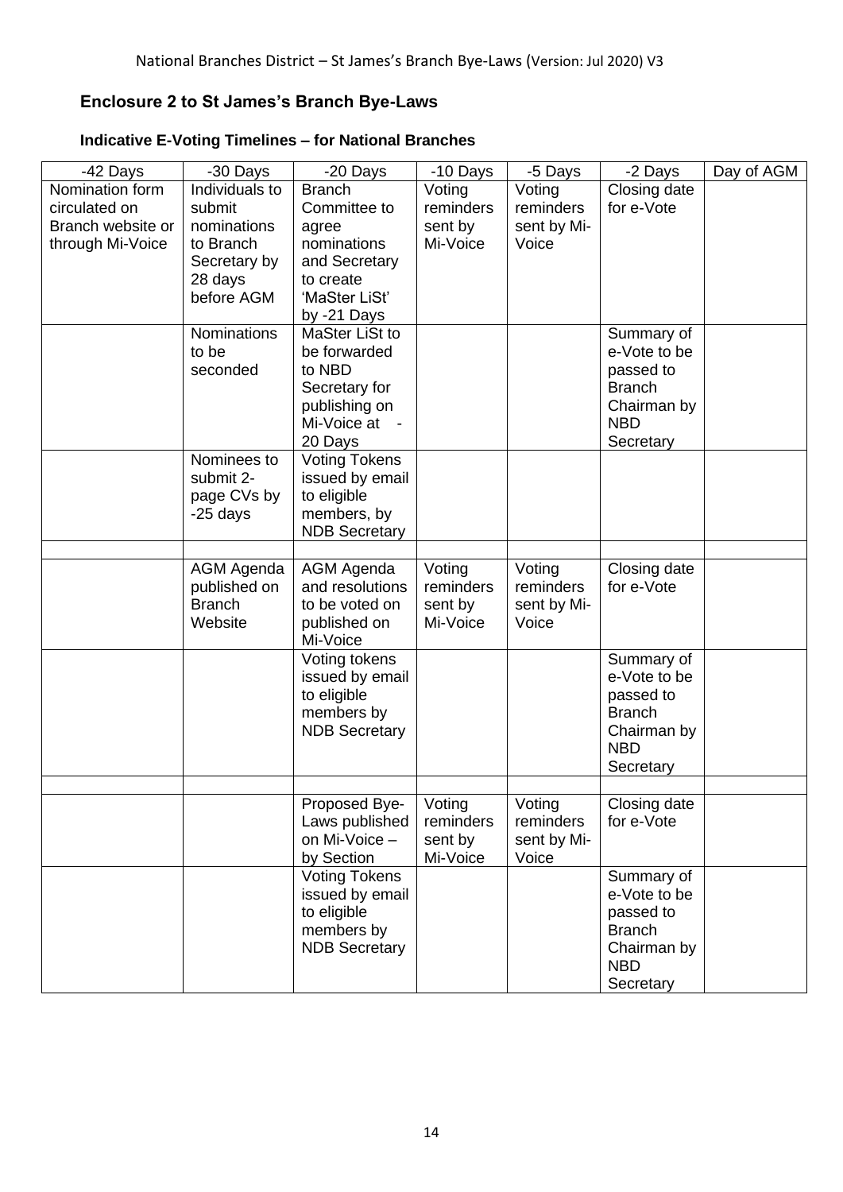## Enclosure 2 to St James's Branch Bye-Laws

### Indicative E-Voting Timelines – for National Branches

| -42 Days | -30 Days | -20 Days | -10 Days | -5 Days | -2 Days | Day of AGM |
|---|---|---|---|---|---|---|
| Nomination form circulated on Branch website or through Mi-Voice | Individuals to submit nominations to Branch Secretary by 28 days before AGM | Branch Committee to agree nominations and Secretary to create 'MaSter LiSt' by -21 Days | Voting reminders sent by Mi-Voice | Voting reminders sent by Mi-Voice | Closing date for e-Vote | |
| | Nominations to be seconded | MaSter LiSt to be forwarded to NBD Secretary for publishing on Mi-Voice at - 20 Days | | | Summary of e-Vote to be passed to Branch Chairman by NBD Secretary | |
| | Nominees to submit 2-page CVs by -25 days | Voting Tokens issued by email to eligible members, by NBD Secretary | | | | |
| | | | | | | |
| | AGM Agenda published on Branch Website | AGM Agenda and resolutions to be voted on published on Mi-Voice | Voting reminders sent by Mi-Voice | Voting reminders sent by Mi-Voice | Closing date for e-Vote | |
| | | Voting tokens issued by email to eligible members by NBD Secretary | | | Summary of e-Vote to be passed to Branch Chairman by NBD Secretary | |
| | | | | | | |
| | | Proposed Bye-Laws published on Mi-Voice – by Section | Voting reminders sent by Mi-Voice | Voting reminders sent by Mi-Voice | Closing date for e-Vote | |
| | | Voting Tokens issued by email to eligible members by NBD Secretary | | | Summary of e-Vote to be passed to Branch Chairman by NBD Secretary | |